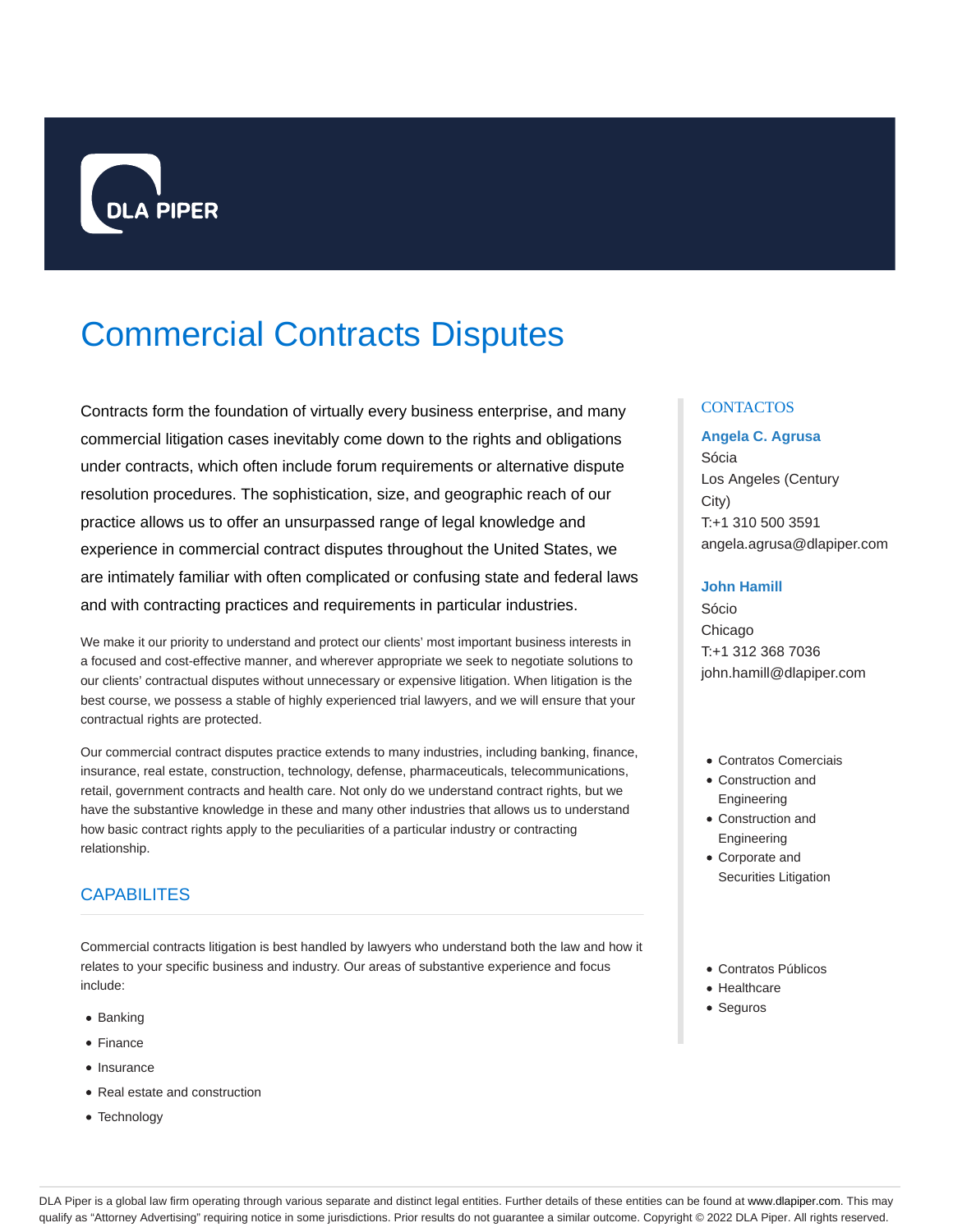# Commercial Contracts Disputes

Contracts form the foundation of virtually every business enterprise, and many commercial litigation cases inevitably come down to the rights and obligations under contracts, which often include forum requirements or alternative dispute resolution procedures. The sophistication, size, and geographic reach of our practice allows us to offer an unsurpassed range of legal knowledge and experience in commercial contract disputes throughout the United States, we are intimately familiar with often complicated or confusing state and federal laws and with contracting practices and requirements in particular industries.

We make it our priority to understand and protect our clients' most important business interests in a focused and cost-effective manner, and wherever appropriate we seek to negotiate solutions to our clients' contractual disputes without unnecessary or expensive litigation. When litigation is the best course, we possess a stable of highly experienced trial lawyers, and we will ensure that your contractual rights are protected.

Our commercial contract disputes practice extends to many industries, including banking, finance, insurance, real estate, construction, technology, defense, pharmaceuticals, telecommunications, retail, government contracts and health care. Not only do we understand contract rights, but we have the substantive knowledge in these and many other industries that allows us to understand how basic contract rights apply to the peculiarities of a particular industry or contracting relationship.

## CAPABILITES

Commercial contracts litigation is best handled by lawyers who understand both the law and how it relates to your specific business and industry. Our areas of substantive experience and focus include:

- Banking
- Finance
- Insurance
- Real estate and construction
- Technology

## CONTACTOS

**Angela C. Agrusa**
Sócia
Los Angeles (Century City)
T:+1 310 500 3591
angela.agrusa@dlapiper.com

**John Hamill**
Sócio
Chicago
T:+1 312 368 7036
john.hamill@dlapiper.com

- Contratos Comerciais
- Construction and Engineering
- Construction and Engineering
- Corporate and Securities Litigation

- Contratos Públicos
- Healthcare
- Seguros

DLA Piper is a global law firm operating through various separate and distinct legal entities. Further details of these entities can be found at www.dlapiper.com. This may qualify as "Attorney Advertising" requiring notice in some jurisdictions. Prior results do not guarantee a similar outcome. Copyright © 2022 DLA Piper. All rights reserved.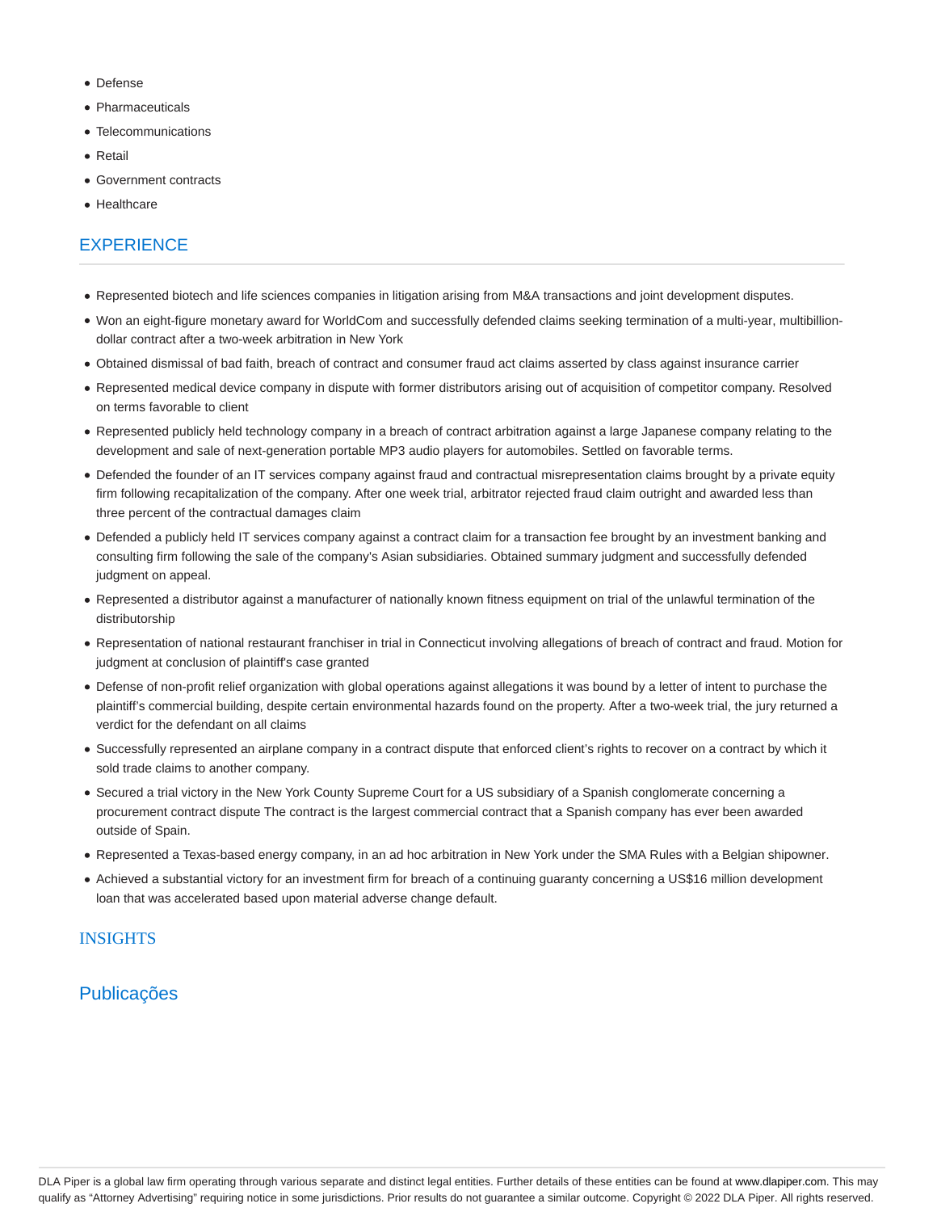- Defense
- Pharmaceuticals
- Telecommunications
- Retail
- Government contracts
- Healthcare

## EXPERIENCE

- Represented biotech and life sciences companies in litigation arising from M&A transactions and joint development disputes.
- Won an eight-figure monetary award for WorldCom and successfully defended claims seeking termination of a multi-year, multibillion-dollar contract after a two-week arbitration in New York
- Obtained dismissal of bad faith, breach of contract and consumer fraud act claims asserted by class against insurance carrier
- Represented medical device company in dispute with former distributors arising out of acquisition of competitor company. Resolved on terms favorable to client
- Represented publicly held technology company in a breach of contract arbitration against a large Japanese company relating to the development and sale of next-generation portable MP3 audio players for automobiles. Settled on favorable terms.
- Defended the founder of an IT services company against fraud and contractual misrepresentation claims brought by a private equity firm following recapitalization of the company. After one week trial, arbitrator rejected fraud claim outright and awarded less than three percent of the contractual damages claim
- Defended a publicly held IT services company against a contract claim for a transaction fee brought by an investment banking and consulting firm following the sale of the company's Asian subsidiaries. Obtained summary judgment and successfully defended judgment on appeal.
- Represented a distributor against a manufacturer of nationally known fitness equipment on trial of the unlawful termination of the distributorship
- Representation of national restaurant franchiser in trial in Connecticut involving allegations of breach of contract and fraud. Motion for judgment at conclusion of plaintiff's case granted
- Defense of non-profit relief organization with global operations against allegations it was bound by a letter of intent to purchase the plaintiff's commercial building, despite certain environmental hazards found on the property. After a two-week trial, the jury returned a verdict for the defendant on all claims
- Successfully represented an airplane company in a contract dispute that enforced client's rights to recover on a contract by which it sold trade claims to another company.
- Secured a trial victory in the New York County Supreme Court for a US subsidiary of a Spanish conglomerate concerning a procurement contract dispute The contract is the largest commercial contract that a Spanish company has ever been awarded outside of Spain.
- Represented a Texas-based energy company, in an ad hoc arbitration in New York under the SMA Rules with a Belgian shipowner.
- Achieved a substantial victory for an investment firm for breach of a continuing guaranty concerning a US$16 million development loan that was accelerated based upon material adverse change default.

## INSIGHTS

## Publicações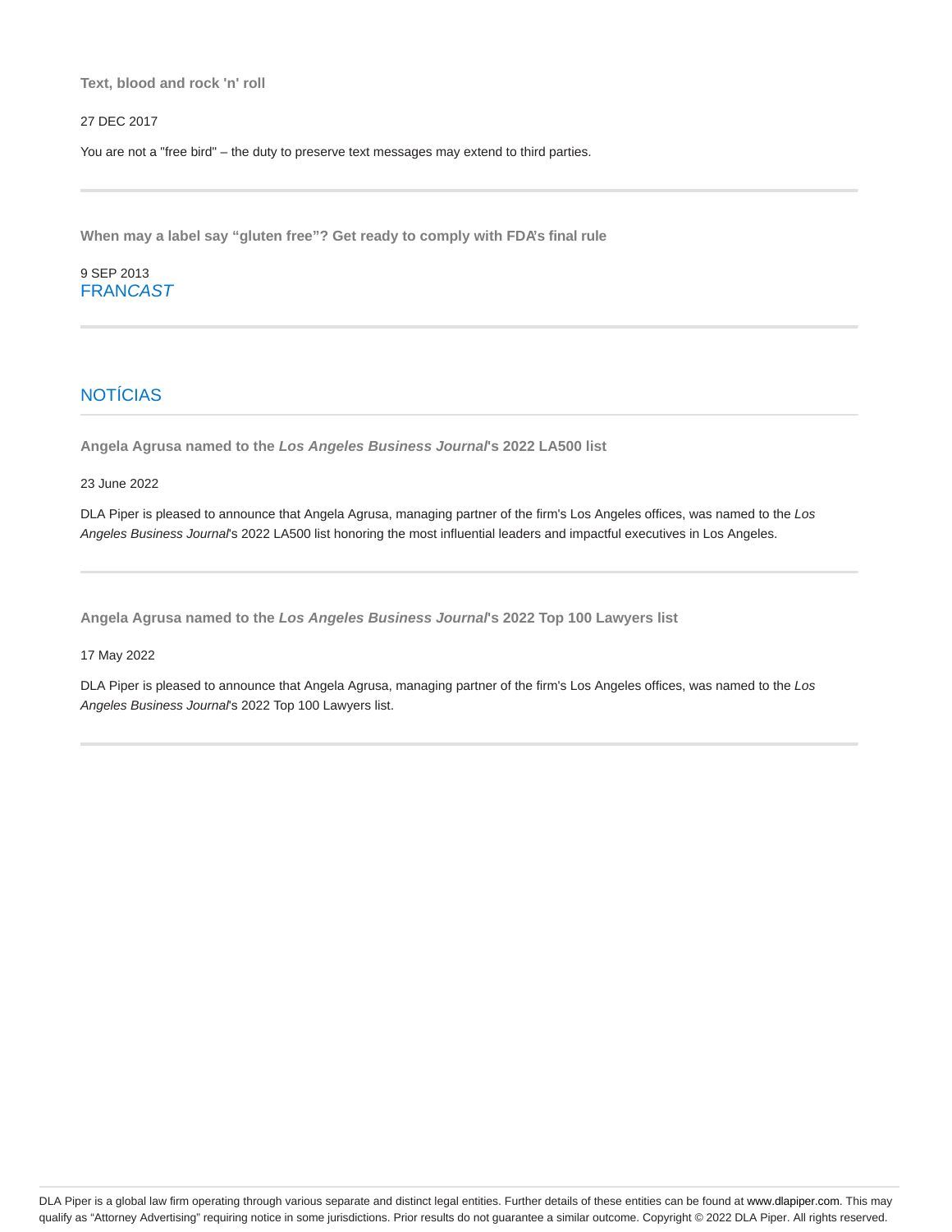**Text, blood and rock 'n' roll**

27 DEC 2017

You are not a "free bird" – the duty to preserve text messages may extend to third parties.

---

**When may a label say "gluten free"? Get ready to comply with FDA's final rule**

9 SEP 2013

FRAN*CAST*

---

## NOTÍCIAS

**Angela Agrusa named to the *Los Angeles Business Journal*'s 2022 LA500 list**

23 June 2022

DLA Piper is pleased to announce that Angela Agrusa, managing partner of the firm's Los Angeles offices, was named to the *Los Angeles Business Journal*'s 2022 LA500 list honoring the most influential leaders and impactful executives in Los Angeles.

---

**Angela Agrusa named to the *Los Angeles Business Journal*'s 2022 Top 100 Lawyers list**

17 May 2022

DLA Piper is pleased to announce that Angela Agrusa, managing partner of the firm's Los Angeles offices, was named to the *Los Angeles Business Journal*'s 2022 Top 100 Lawyers list.

---

DLA Piper is a global law firm operating through various separate and distinct legal entities. Further details of these entities can be found at www.dlapiper.com. This may qualify as "Attorney Advertising" requiring notice in some jurisdictions. Prior results do not guarantee a similar outcome. Copyright © 2022 DLA Piper. All rights reserved.